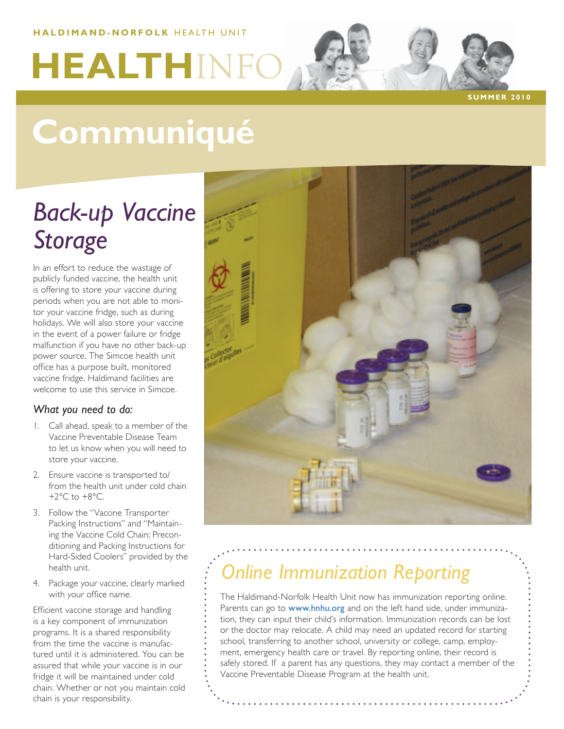**HALDIMAND-NORFOLK** HEALTH UNIT

# HEALTHINFO

SUMMER 2010

# Communiqué

## *Back-up Vaccine Storage*

In an effort to reduce the wastage of publicly funded vaccine, the health unit is offering to store your vaccine during periods when you are not able to monitor your vaccine fridge, such as during holidays. We will also store your vaccine in the event of a power failure or fridge malfunction if you have no other back-up power source. The Simcoe health unit office has a purpose built, monitored vaccine fridge. Haldimand facilities are welcome to use this service in Simcoe.

### *What you need to do:*

1. Call ahead, speak to a member of the Vaccine Preventable Disease Team to let us know when you will need to store your vaccine.
2. Ensure vaccine is transported to/from the health unit under cold chain +2°C to +8°C.
3. Follow the "Vaccine Transporter Packing Instructions" and "Maintaining the Vaccine Cold Chain; Preconditioning and Packing Instructions for Hard-Sided Coolers" provided by the health unit.
4. Package your vaccine, clearly marked with your office name.

Efficient vaccine storage and handling is a key component of immunization programs. It is a shared responsibility from the time the vaccine is manufactured until it is administered. You can be assured that while your vaccine is in our fridge it will be maintained under cold chain. Whether or not you maintain cold chain is your responsibility.

## *Online Immunization Reporting*

The Haldimand-Norfolk Health Unit now has immunization reporting online. Parents can go to www.hnhu.org and on the left hand side, under immunization, they can input their child's information. Immunization records can be lost or the doctor may relocate. A child may need an updated record for starting school, transferring to another school, university or college, camp, employment, emergency health care or travel. By reporting online, their record is safely stored. If a parent has any questions, they may contact a member of the Vaccine Preventable Disease Program at the health unit.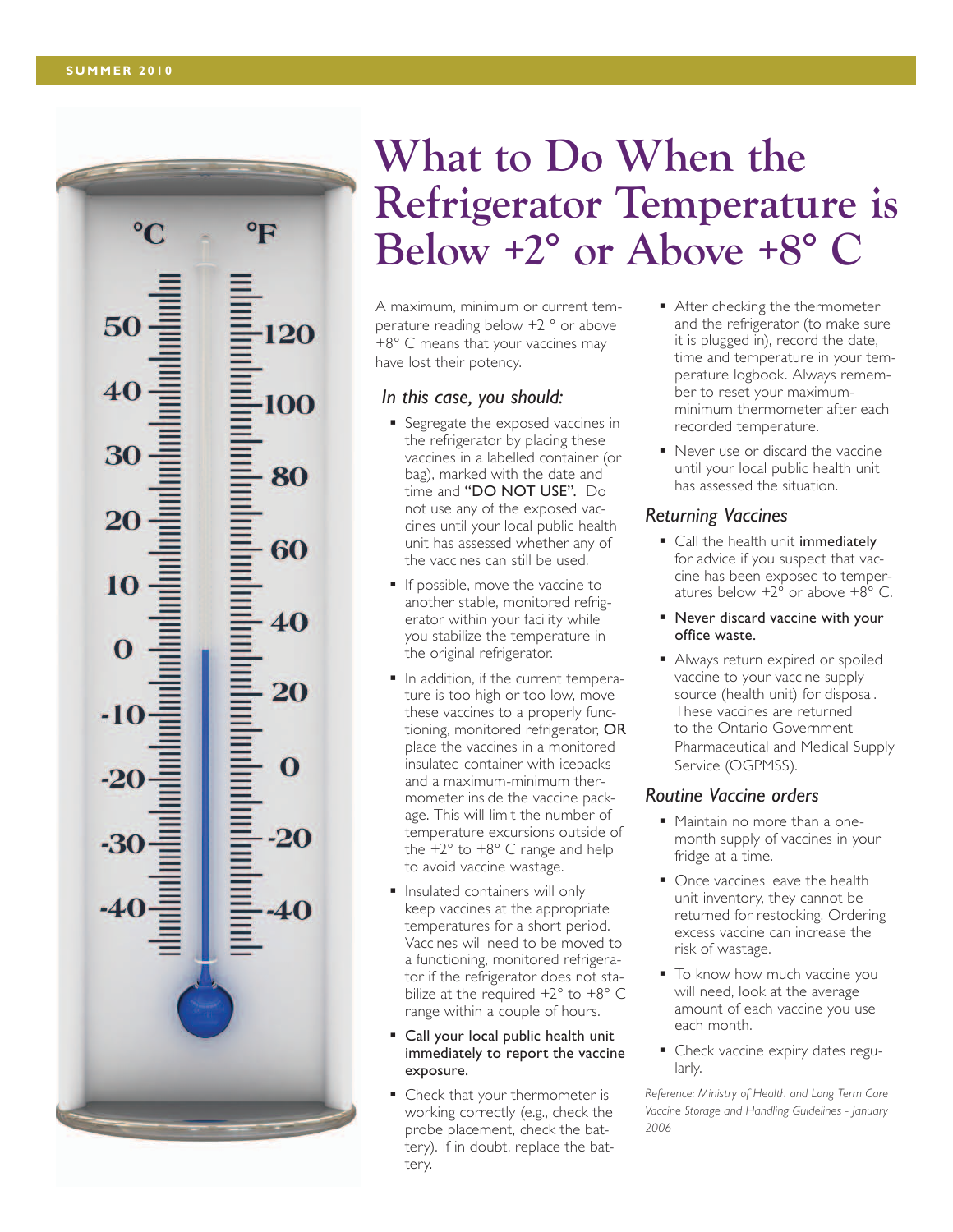# What to Do When the Refrigerator Temperature is Below +2° or Above +8° C

A maximum, minimum or current temperature reading below +2 ° or above +8° C means that your vaccines may have lost their potency.

### *In this case, you should:*

- Segregate the exposed vaccines in the refrigerator by placing these vaccines in a labelled container (or bag), marked with the date and time and "DO NOT USE". Do not use any of the exposed vaccines until your local public health unit has assessed whether any of the vaccines can still be used.
- If possible, move the vaccine to another stable, monitored refrigerator within your facility while you stabilize the temperature in the original refrigerator.
- In addition, if the current temperature is too high or too low, move these vaccines to a properly functioning, monitored refrigerator, OR place the vaccines in a monitored insulated container with icepacks and a maximum-minimum thermometer inside the vaccine package. This will limit the number of temperature excursions outside of the +2° to +8° C range and help to avoid vaccine wastage.
- Insulated containers will only keep vaccines at the appropriate temperatures for a short period. Vaccines will need to be moved to a functioning, monitored refrigerator if the refrigerator does not stabilize at the required +2° to +8° C range within a couple of hours.
- **Call your local public health unit immediately to report the vaccine exposure.**
- Check that your thermometer is working correctly (e.g., check the probe placement, check the battery). If in doubt, replace the battery.
- After checking the thermometer and the refrigerator (to make sure it is plugged in), record the date, time and temperature in your temperature logbook. Always remember to reset your maximum-minimum thermometer after each recorded temperature.
- Never use or discard the vaccine until your local public health unit has assessed the situation.

### *Returning Vaccines*

- Call the health unit **immediately** for advice if you suspect that vaccine has been exposed to temperatures below +2° or above +8° C.
- **Never discard vaccine with your office waste.**
- Always return expired or spoiled vaccine to your vaccine supply source (health unit) for disposal. These vaccines are returned to the Ontario Government Pharmaceutical and Medical Supply Service (OGPMSS).

### *Routine Vaccine orders*

- Maintain no more than a one-month supply of vaccines in your fridge at a time.
- Once vaccines leave the health unit inventory, they cannot be returned for restocking. Ordering excess vaccine can increase the risk of wastage.
- To know how much vaccine you will need, look at the average amount of each vaccine you use each month.
- Check vaccine expiry dates regularly.

*Reference: Ministry of Health and Long Term Care Vaccine Storage and Handling Guidelines - January 2006*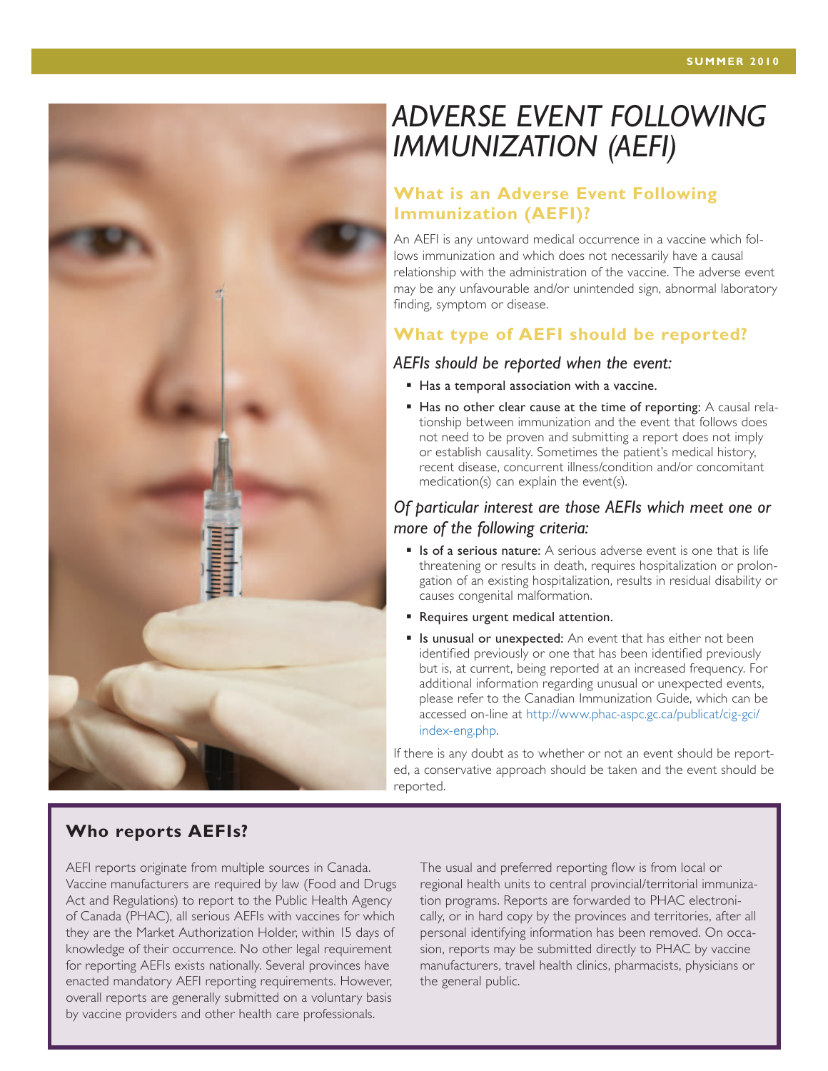# ADVERSE EVENT FOLLOWING IMMUNIZATION (AEFI)

## What is an Adverse Event Following Immunization (AEFI)?

An AEFI is any untoward medical occurrence in a vaccine which follows immunization and which does not necessarily have a causal relationship with the administration of the vaccine. The adverse event may be any unfavourable and/or unintended sign, abnormal laboratory finding, symptom or disease.

## What type of AEFI should be reported?

### *AEFIs should be reported when the event:*

- Has a temporal association with a vaccine.
- Has no other clear cause at the time of reporting: A causal relationship between immunization and the event that follows does not need to be proven and submitting a report does not imply or establish causality. Sometimes the patient's medical history, recent disease, concurrent illness/condition and/or concomitant medication(s) can explain the event(s).

### *Of particular interest are those AEFIs which meet one or more of the following criteria:*

- Is of a serious nature: A serious adverse event is one that is life threatening or results in death, requires hospitalization or prolongation of an existing hospitalization, results in residual disability or causes congenital malformation.
- Requires urgent medical attention.
- Is unusual or unexpected: An event that has either not been identified previously or one that has been identified previously but is, at current, being reported at an increased frequency. For additional information regarding unusual or unexpected events, please refer to the Canadian Immunization Guide, which can be accessed on-line at http://www.phac-aspc.gc.ca/publicat/cig-gci/index-eng.php.

If there is any doubt as to whether or not an event should be reported, a conservative approach should be taken and the event should be reported.

## Who reports AEFIs?

AEFI reports originate from multiple sources in Canada. Vaccine manufacturers are required by law (Food and Drugs Act and Regulations) to report to the Public Health Agency of Canada (PHAC), all serious AEFIs with vaccines for which they are the Market Authorization Holder, within 15 days of knowledge of their occurrence. No other legal requirement for reporting AEFIs exists nationally. Several provinces have enacted mandatory AEFI reporting requirements. However, overall reports are generally submitted on a voluntary basis by vaccine providers and other health care professionals.

The usual and preferred reporting flow is from local or regional health units to central provincial/territorial immunization programs. Reports are forwarded to PHAC electronically, or in hard copy by the provinces and territories, after all personal identifying information has been removed. On occasion, reports may be submitted directly to PHAC by vaccine manufacturers, travel health clinics, pharmacists, physicians or the general public.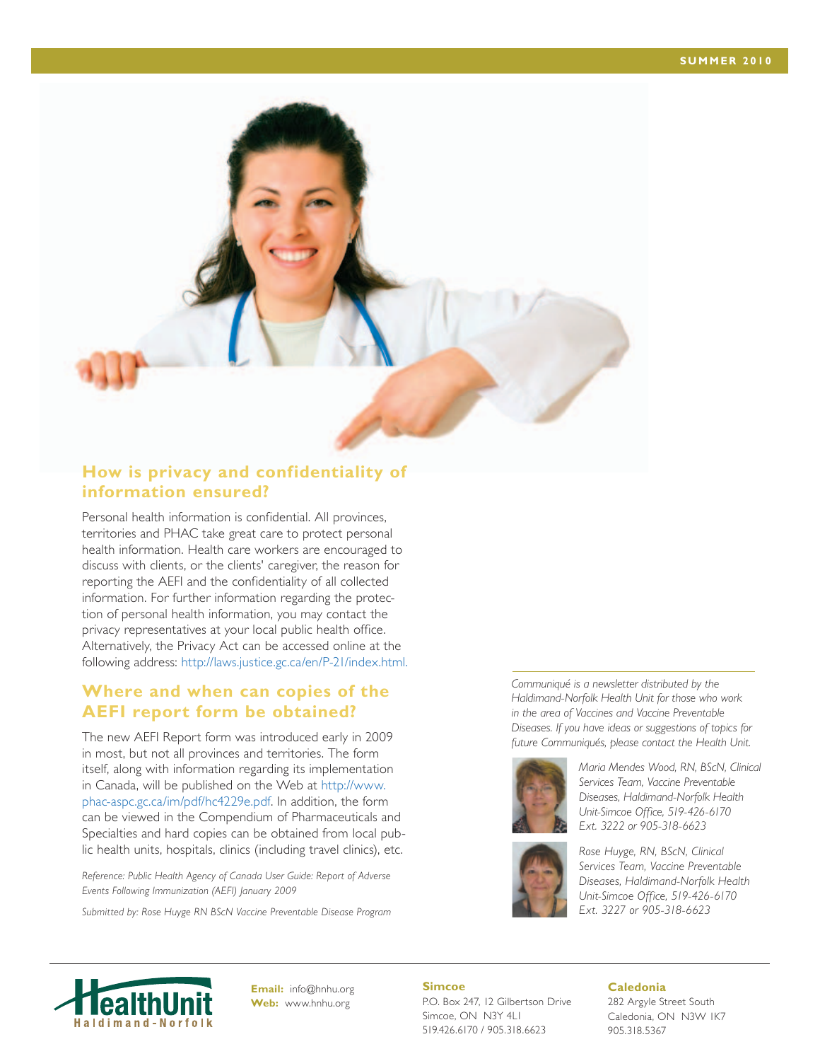## How is privacy and confidentiality of information ensured?

Personal health information is confidential. All provinces, territories and PHAC take great care to protect personal health information. Health care workers are encouraged to discuss with clients, or the clients' caregiver, the reason for reporting the AEFI and the confidentiality of all collected information. For further information regarding the protection of personal health information, you may contact the privacy representatives at your local public health office. Alternatively, the Privacy Act can be accessed online at the following address: http://laws.justice.gc.ca/en/P-21/index.html.

## Where and when can copies of the AEFI report form be obtained?

The new AEFI Report form was introduced early in 2009 in most, but not all provinces and territories. The form itself, along with information regarding its implementation in Canada, will be published on the Web at http://www.phac-aspc.gc.ca/im/pdf/hc4229e.pdf. In addition, the form can be viewed in the Compendium of Pharmaceuticals and Specialties and hard copies can be obtained from local public health units, hospitals, clinics (including travel clinics), etc.

*Reference: Public Health Agency of Canada User Guide: Report of Adverse Events Following Immunization (AEFI) January 2009*

*Submitted by: Rose Huyge RN BScN Vaccine Preventable Disease Program*

*Communiqué is a newsletter distributed by the Haldimand-Norfolk Health Unit for those who work in the area of Vaccines and Vaccine Preventable Diseases. If you have ideas or suggestions of topics for future Communiqués, please contact the Health Unit.*

*Maria Mendes Wood, RN, BScN, Clinical Services Team, Vaccine Preventable Diseases, Haldimand-Norfolk Health Unit-Simcoe Office, 519-426-6170 Ext. 3222 or 905-318-6623*

*Rose Huyge, RN, BScN, Clinical Services Team, Vaccine Preventable Diseases, Haldimand-Norfolk Health Unit-Simcoe Office, 519-426-6170 Ext. 3227 or 905-318-6623*

HealthUnit Haldimand-Norfolk

**Email:** info@hnhu.org
**Web:** www.hnhu.org

**Simcoe**
P.O. Box 247, 12 Gilbertson Drive
Simcoe, ON N3Y 4L1
519.426.6170 / 905.318.6623

**Caledonia**
282 Argyle Street South
Caledonia, ON N3W 1K7
905.318.5367